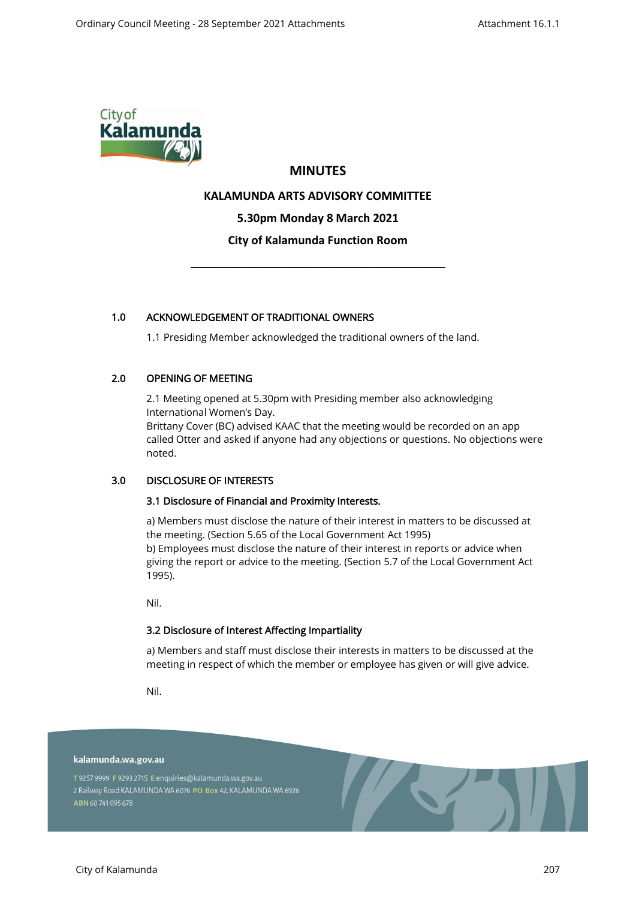# MINUTES

## KALAMUNDA ARTS ADVISORY COMMITTEE

### 5.30pm Monday 8 March 2021

### City of Kalamunda Function Room

---

## 1.0 ACKNOWLEDGEMENT OF TRADITIONAL OWNERS

1.1 Presiding Member acknowledged the traditional owners of the land.

## 2.0 OPENING OF MEETING

2.1 Meeting opened at 5.30pm with Presiding member also acknowledging International Women's Day.
Brittany Cover (BC) advised KAAC that the meeting would be recorded on an app called Otter and asked if anyone had any objections or questions. No objections were noted.

## 3.0 DISCLOSURE OF INTERESTS

### 3.1 Disclosure of Financial and Proximity Interests.

a) Members must disclose the nature of their interest in matters to be discussed at the meeting. (Section 5.65 of the Local Government Act 1995)
b) Employees must disclose the nature of their interest in reports or advice when giving the report or advice to the meeting. (Section 5.7 of the Local Government Act 1995).

Nil.

### 3.2 Disclosure of Interest Affecting Impartiality

a) Members and staff must disclose their interests in matters to be discussed at the meeting in respect of which the member or employee has given or will give advice.

Nil.

kalamunda.wa.gov.au

T 9257 9999 F 9293 2715 E enquiries@kalamunda.wa.gov.au
2 Railway Road KALAMUNDA WA 6076 PO Box 42, KALAMUNDA WA 6926
ABN 60 741 095 678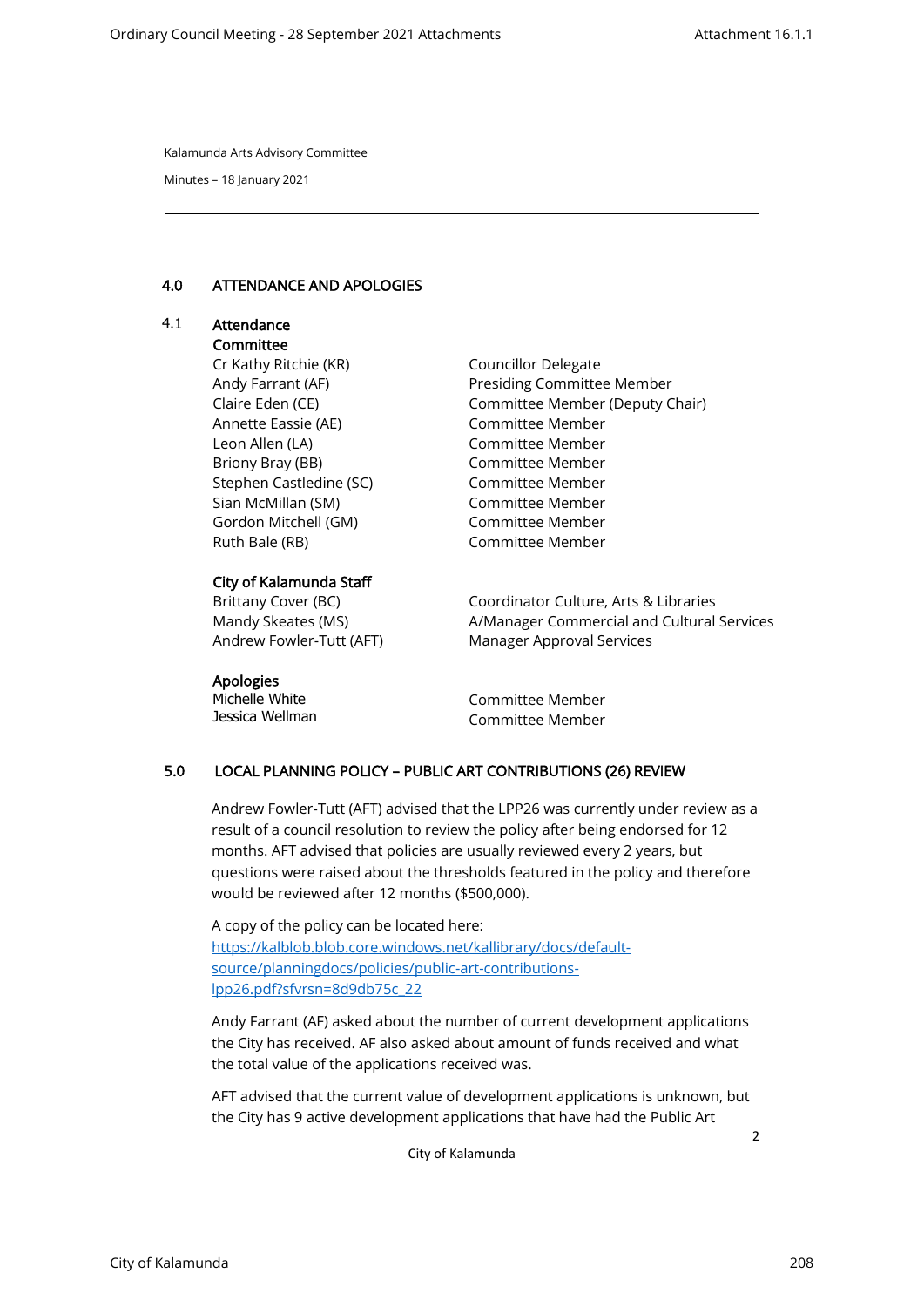Kalamunda Arts Advisory Committee

Minutes – 18 January 2021

---

## 4.0 ATTENDANCE AND APOLOGIES

### 4.1 Attendance

**Committee**

| | |
|---|---|
| Cr Kathy Ritchie (KR) | Councillor Delegate |
| Andy Farrant (AF) | Presiding Committee Member |
| Claire Eden (CE) | Committee Member (Deputy Chair) |
| Annette Eassie (AE) | Committee Member |
| Leon Allen (LA) | Committee Member |
| Briony Bray (BB) | Committee Member |
| Stephen Castledine (SC) | Committee Member |
| Sian McMillan (SM) | Committee Member |
| Gordon Mitchell (GM) | Committee Member |
| Ruth Bale (RB) | Committee Member |

**City of Kalamunda Staff**

| | |
|---|---|
| Brittany Cover (BC) | Coordinator Culture, Arts & Libraries |
| Mandy Skeates (MS) | A/Manager Commercial and Cultural Services |
| Andrew Fowler-Tutt (AFT) | Manager Approval Services |

**Apologies**

| | |
|---|---|
| Michelle White | Committee Member |
| Jessica Wellman | Committee Member |

## 5.0 LOCAL PLANNING POLICY – PUBLIC ART CONTRIBUTIONS (26) REVIEW

Andrew Fowler-Tutt (AFT) advised that the LPP26 was currently under review as a result of a council resolution to review the policy after being endorsed for 12 months. AFT advised that policies are usually reviewed every 2 years, but questions were raised about the thresholds featured in the policy and therefore would be reviewed after 12 months ($500,000).

A copy of the policy can be located here:
[https://kalblob.blob.core.windows.net/kallibrary/docs/default-source/planningdocs/policies/public-art-contributions-lpp26.pdf?sfvrsn=8d9db75c_22](https://kalblob.blob.core.windows.net/kallibrary/docs/default-source/planningdocs/policies/public-art-contributions-lpp26.pdf?sfvrsn=8d9db75c_22)

Andy Farrant (AF) asked about the number of current development applications the City has received. AF also asked about amount of funds received and what the total value of the applications received was.

AFT advised that the current value of development applications is unknown, but the City has 9 active development applications that have had the Public Art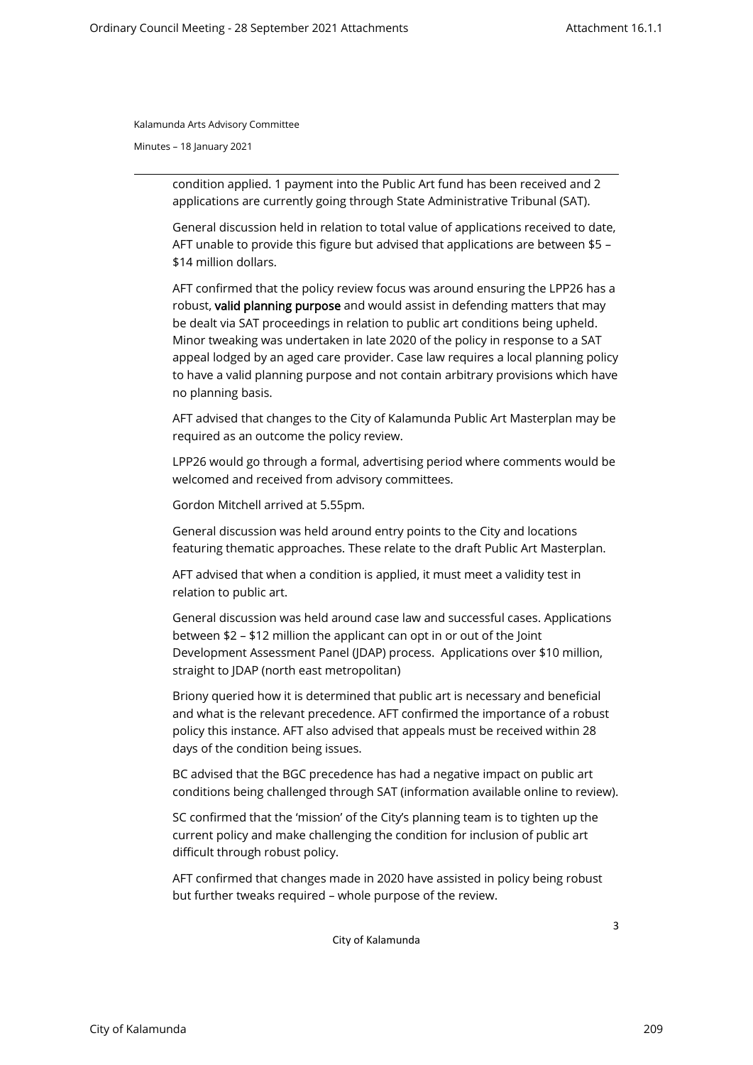condition applied. 1 payment into the Public Art fund has been received and 2 applications are currently going through State Administrative Tribunal (SAT).

General discussion held in relation to total value of applications received to date, AFT unable to provide this figure but advised that applications are between $5 – $14 million dollars.

AFT confirmed that the policy review focus was around ensuring the LPP26 has a robust, **valid planning purpose** and would assist in defending matters that may be dealt via SAT proceedings in relation to public art conditions being upheld. Minor tweaking was undertaken in late 2020 of the policy in response to a SAT appeal lodged by an aged care provider. Case law requires a local planning policy to have a valid planning purpose and not contain arbitrary provisions which have no planning basis.

AFT advised that changes to the City of Kalamunda Public Art Masterplan may be required as an outcome the policy review.

LPP26 would go through a formal, advertising period where comments would be welcomed and received from advisory committees.

Gordon Mitchell arrived at 5.55pm.

General discussion was held around entry points to the City and locations featuring thematic approaches. These relate to the draft Public Art Masterplan.

AFT advised that when a condition is applied, it must meet a validity test in relation to public art.

General discussion was held around case law and successful cases. Applications between $2 – $12 million the applicant can opt in or out of the Joint Development Assessment Panel (JDAP) process. Applications over $10 million, straight to JDAP (north east metropolitan)

Briony queried how it is determined that public art is necessary and beneficial and what is the relevant precedence. AFT confirmed the importance of a robust policy this instance. AFT also advised that appeals must be received within 28 days of the condition being issues.

BC advised that the BGC precedence has had a negative impact on public art conditions being challenged through SAT (information available online to review).

SC confirmed that the 'mission' of the City's planning team is to tighten up the current policy and make challenging the condition for inclusion of public art difficult through robust policy.

AFT confirmed that changes made in 2020 have assisted in policy being robust but further tweaks required – whole purpose of the review.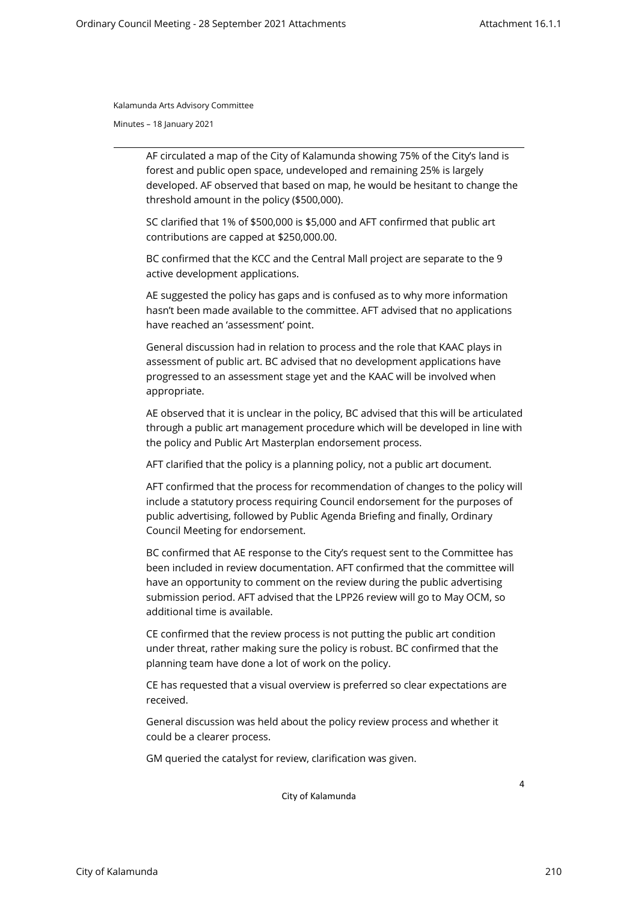AF circulated a map of the City of Kalamunda showing 75% of the City's land is forest and public open space, undeveloped and remaining 25% is largely developed. AF observed that based on map, he would be hesitant to change the threshold amount in the policy ($500,000).

SC clarified that 1% of $500,000 is $5,000 and AFT confirmed that public art contributions are capped at $250,000.00.

BC confirmed that the KCC and the Central Mall project are separate to the 9 active development applications.

AE suggested the policy has gaps and is confused as to why more information hasn't been made available to the committee. AFT advised that no applications have reached an 'assessment' point.

General discussion had in relation to process and the role that KAAC plays in assessment of public art. BC advised that no development applications have progressed to an assessment stage yet and the KAAC will be involved when appropriate.

AE observed that it is unclear in the policy, BC advised that this will be articulated through a public art management procedure which will be developed in line with the policy and Public Art Masterplan endorsement process.

AFT clarified that the policy is a planning policy, not a public art document.

AFT confirmed that the process for recommendation of changes to the policy will include a statutory process requiring Council endorsement for the purposes of public advertising, followed by Public Agenda Briefing and finally, Ordinary Council Meeting for endorsement.

BC confirmed that AE response to the City's request sent to the Committee has been included in review documentation. AFT confirmed that the committee will have an opportunity to comment on the review during the public advertising submission period. AFT advised that the LPP26 review will go to May OCM, so additional time is available.

CE confirmed that the review process is not putting the public art condition under threat, rather making sure the policy is robust. BC confirmed that the planning team have done a lot of work on the policy.

CE has requested that a visual overview is preferred so clear expectations are received.

General discussion was held about the policy review process and whether it could be a clearer process.

GM queried the catalyst for review, clarification was given.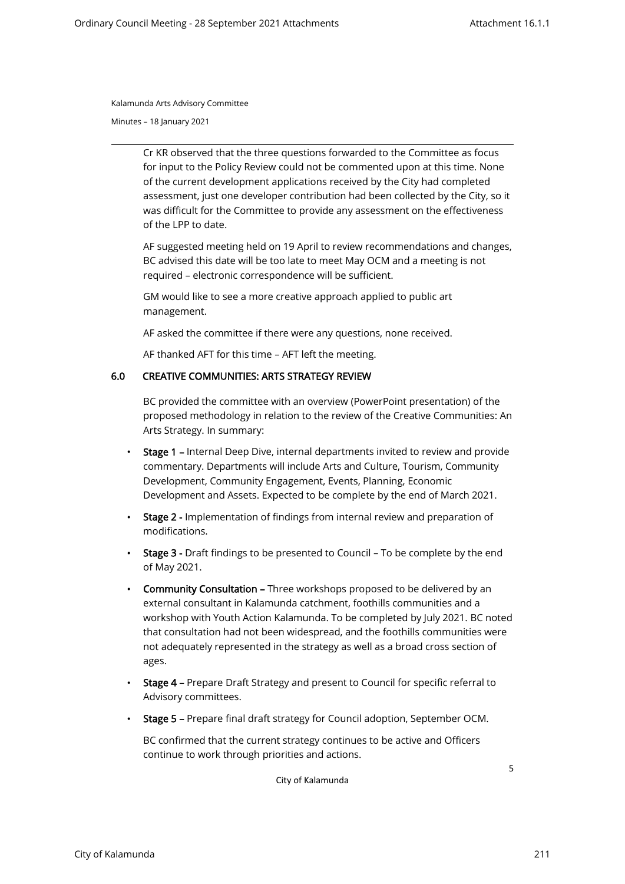Cr KR observed that the three questions forwarded to the Committee as focus for input to the Policy Review could not be commented upon at this time. None of the current development applications received by the City had completed assessment, just one developer contribution had been collected by the City, so it was difficult for the Committee to provide any assessment on the effectiveness of the LPP to date.

AF suggested meeting held on 19 April to review recommendations and changes, BC advised this date will be too late to meet May OCM and a meeting is not required – electronic correspondence will be sufficient.

GM would like to see a more creative approach applied to public art management.

AF asked the committee if there were any questions, none received.

AF thanked AFT for this time – AFT left the meeting.

## 6.0 CREATIVE COMMUNITIES: ARTS STRATEGY REVIEW

BC provided the committee with an overview (PowerPoint presentation) of the proposed methodology in relation to the review of the Creative Communities: An Arts Strategy. In summary:

- **Stage 1 –** Internal Deep Dive, internal departments invited to review and provide commentary. Departments will include Arts and Culture, Tourism, Community Development, Community Engagement, Events, Planning, Economic Development and Assets. Expected to be complete by the end of March 2021.
- **Stage 2 -** Implementation of findings from internal review and preparation of modifications.
- **Stage 3 -** Draft findings to be presented to Council – To be complete by the end of May 2021.
- **Community Consultation –** Three workshops proposed to be delivered by an external consultant in Kalamunda catchment, foothills communities and a workshop with Youth Action Kalamunda. To be completed by July 2021. BC noted that consultation had not been widespread, and the foothills communities were not adequately represented in the strategy as well as a broad cross section of ages.
- **Stage 4 –** Prepare Draft Strategy and present to Council for specific referral to Advisory committees.
- **Stage 5 –** Prepare final draft strategy for Council adoption, September OCM.

BC confirmed that the current strategy continues to be active and Officers continue to work through priorities and actions.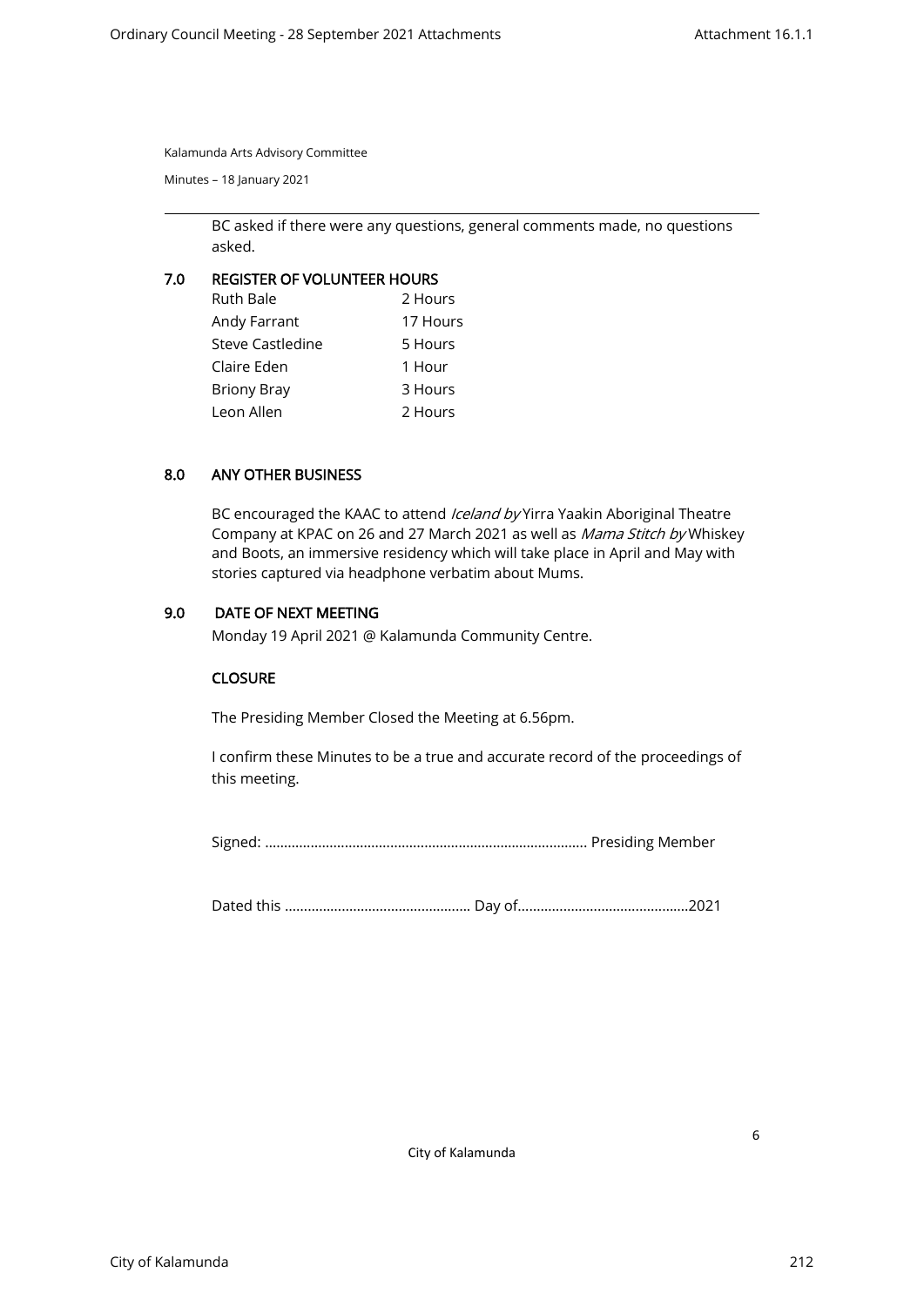BC asked if there were any questions, general comments made, no questions asked.

## 7.0 REGISTER OF VOLUNTEER HOURS

| | |
|---|---|
| Ruth Bale | 2 Hours |
| Andy Farrant | 17 Hours |
| Steve Castledine | 5 Hours |
| Claire Eden | 1 Hour |
| Briony Bray | 3 Hours |
| Leon Allen | 2 Hours |

## 8.0 ANY OTHER BUSINESS

BC encouraged the KAAC to attend *Iceland by* Yirra Yaakin Aboriginal Theatre Company at KPAC on 26 and 27 March 2021 as well as *Mama Stitch by* Whiskey and Boots, an immersive residency which will take place in April and May with stories captured via headphone verbatim about Mums.

## 9.0 DATE OF NEXT MEETING

Monday 19 April 2021 @ Kalamunda Community Centre.

## CLOSURE

The Presiding Member Closed the Meeting at 6.56pm.

I confirm these Minutes to be a true and accurate record of the proceedings of this meeting.

Signed: ………………………………………………………………………… Presiding Member

Dated this ………………………………………… Day of………………………………………2021